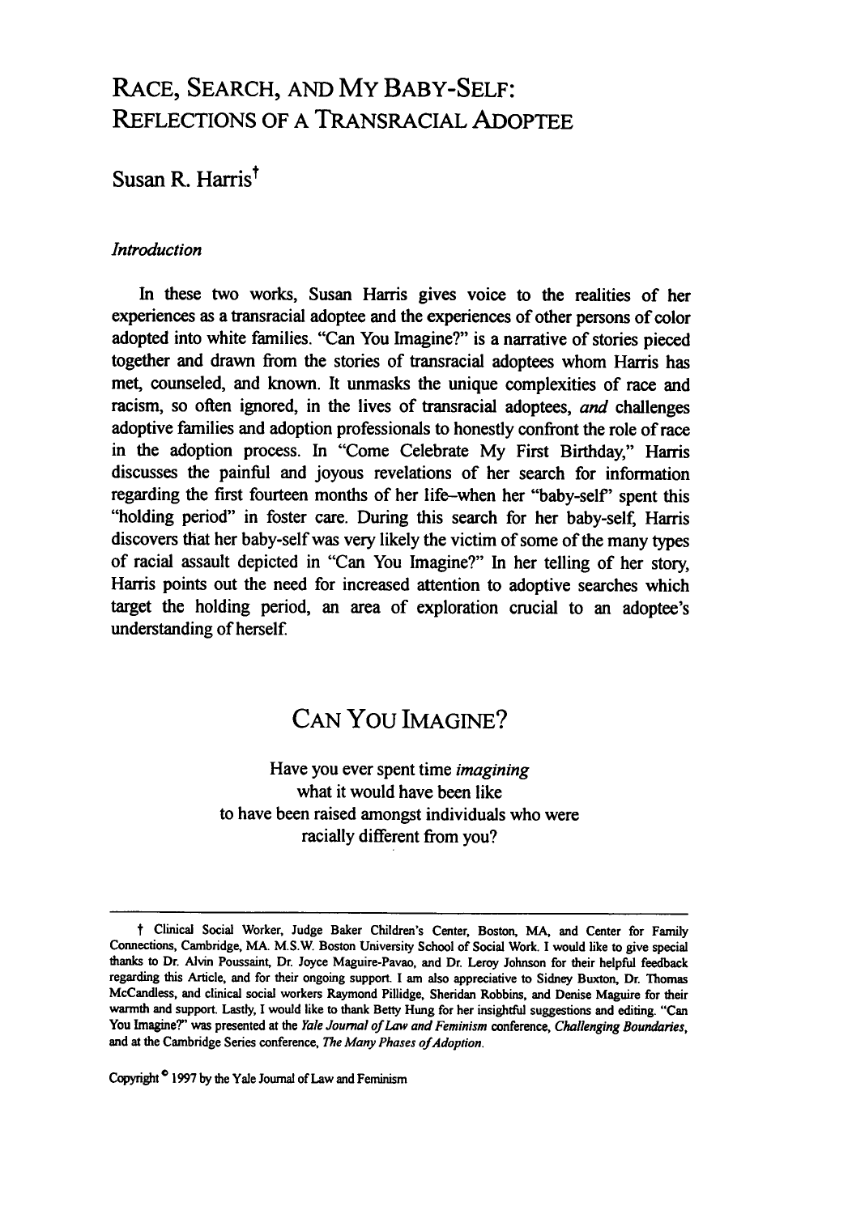# Race, Search, and My Baby-Self: Reflections of a Transracial Adoptee

## Susan R. Harris[†]

### *Introduction*

In these two works, Susan Harris gives voice to the realities of her experiences as a transracial adoptee and the experiences of other persons of color adopted into white families. "Can You Imagine?" is a narrative of stories pieced together and drawn from the stories of transracial adoptees whom Harris has met, counseled, and known. It unmasks the unique complexities of race and racism, so often ignored, in the lives of transracial adoptees, *and* challenges adoptive families and adoption professionals to honestly confront the role of race in the adoption process. In "Come Celebrate My First Birthday," Harris discusses the painful and joyous revelations of her search for information regarding the first fourteen months of her life–when her "baby-self" spent this "holding period" in foster care. During this search for her baby-self, Harris discovers that her baby-self was very likely the victim of some of the many types of racial assault depicted in "Can You Imagine?" In her telling of her story, Harris points out the need for increased attention to adoptive searches which target the holding period, an area of exploration crucial to an adoptee's understanding of herself.

## Can You Imagine?

Have you ever spent time *imagining*
what it would have been like
to have been raised amongst individuals who were
racially different from you?

---

† Clinical Social Worker, Judge Baker Children's Center, Boston, MA, and Center for Family Connections, Cambridge, MA. M.S.W. Boston University School of Social Work. I would like to give special thanks to Dr. Alvin Poussaint, Dr. Joyce Maguire-Pavao, and Dr. Leroy Johnson for their helpful feedback regarding this Article, and for their ongoing support. I am also appreciative to Sidney Buxton, Dr. Thomas McCandless, and clinical social workers Raymond Pillidge, Sheridan Robbins, and Denise Maguire for their warmth and support. Lastly, I would like to thank Betty Hung for her insightful suggestions and editing. "Can You Imagine?" was presented at the *Yale Journal of Law and Feminism* conference, *Challenging Boundaries*, and at the Cambridge Series conference, *The Many Phases of Adoption*.

Copyright © 1997 by the Yale Journal of Law and Feminism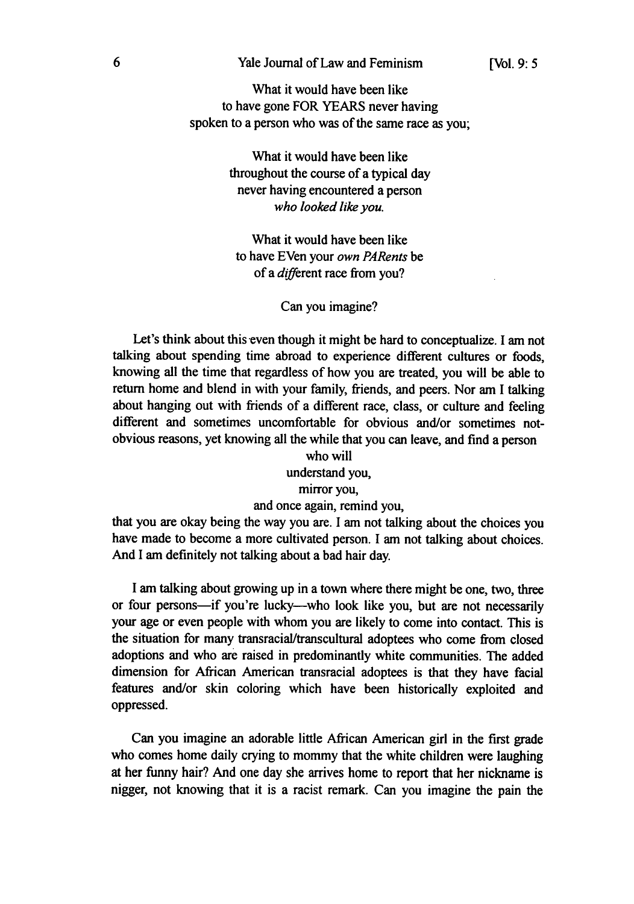What it would have been like
to have gone FOR YEARS never having
spoken to a person who was of the same race as you;

What it would have been like
throughout the course of a typical day
never having encountered a person
*who looked like you.*

What it would have been like
to have EVen your *own PARents* be
of a *diff*erent race from you?

Can you imagine?

Let's think about this even though it might be hard to conceptualize. I am not talking about spending time abroad to experience different cultures or foods, knowing all the time that regardless of how you are treated, you will be able to return home and blend in with your family, friends, and peers. Nor am I talking about hanging out with friends of a different race, class, or culture and feeling different and sometimes uncomfortable for obvious and/or sometimes not-obvious reasons, yet knowing all the while that you can leave, and find a person

who will
understand you,
mirror you,
and once again, remind you,

that you are okay being the way you are. I am not talking about the choices you have made to become a more cultivated person. I am not talking about choices. And I am definitely not talking about a bad hair day.

I am talking about growing up in a town where there might be one, two, three or four persons—if you're lucky—who look like you, but are not necessarily your age or even people with whom you are likely to come into contact. This is the situation for many transracial/transcultural adoptees who come from closed adoptions and who are raised in predominantly white communities. The added dimension for African American transracial adoptees is that they have facial features and/or skin coloring which have been historically exploited and oppressed.

Can you imagine an adorable little African American girl in the first grade who comes home daily crying to mommy that the white children were laughing at her funny hair? And one day she arrives home to report that her nickname is nigger, not knowing that it is a racist remark. Can you imagine the pain the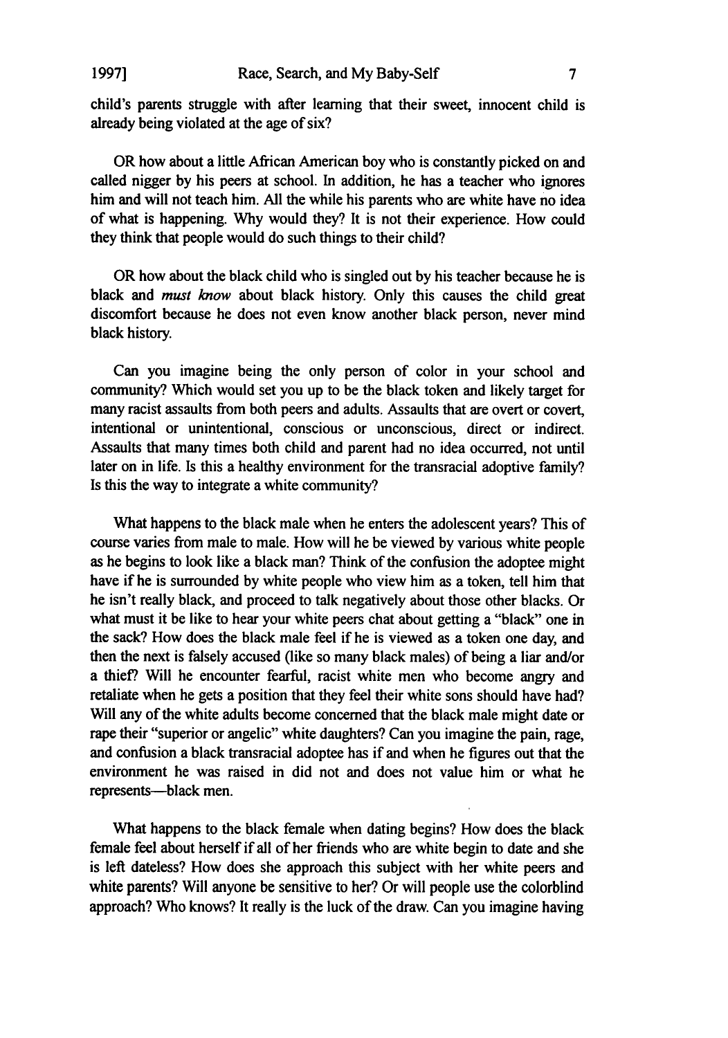child's parents struggle with after learning that their sweet, innocent child is already being violated at the age of six?

OR how about a little African American boy who is constantly picked on and called nigger by his peers at school. In addition, he has a teacher who ignores him and will not teach him. All the while his parents who are white have no idea of what is happening. Why would they? It is not their experience. How could they think that people would do such things to their child?

OR how about the black child who is singled out by his teacher because he is black and *must know* about black history. Only this causes the child great discomfort because he does not even know another black person, never mind black history.

Can you imagine being the only person of color in your school and community? Which would set you up to be the black token and likely target for many racist assaults from both peers and adults. Assaults that are overt or covert, intentional or unintentional, conscious or unconscious, direct or indirect. Assaults that many times both child and parent had no idea occurred, not until later on in life. Is this a healthy environment for the transracial adoptive family? Is this the way to integrate a white community?

What happens to the black male when he enters the adolescent years? This of course varies from male to male. How will he be viewed by various white people as he begins to look like a black man? Think of the confusion the adoptee might have if he is surrounded by white people who view him as a token, tell him that he isn't really black, and proceed to talk negatively about those other blacks. Or what must it be like to hear your white peers chat about getting a "black" one in the sack? How does the black male feel if he is viewed as a token one day, and then the next is falsely accused (like so many black males) of being a liar and/or a thief? Will he encounter fearful, racist white men who become angry and retaliate when he gets a position that they feel their white sons should have had? Will any of the white adults become concerned that the black male might date or rape their "superior or angelic" white daughters? Can you imagine the pain, rage, and confusion a black transracial adoptee has if and when he figures out that the environment he was raised in did not and does not value him or what he represents—black men.

What happens to the black female when dating begins? How does the black female feel about herself if all of her friends who are white begin to date and she is left dateless? How does she approach this subject with her white peers and white parents? Will anyone be sensitive to her? Or will people use the colorblind approach? Who knows? It really is the luck of the draw. Can you imagine having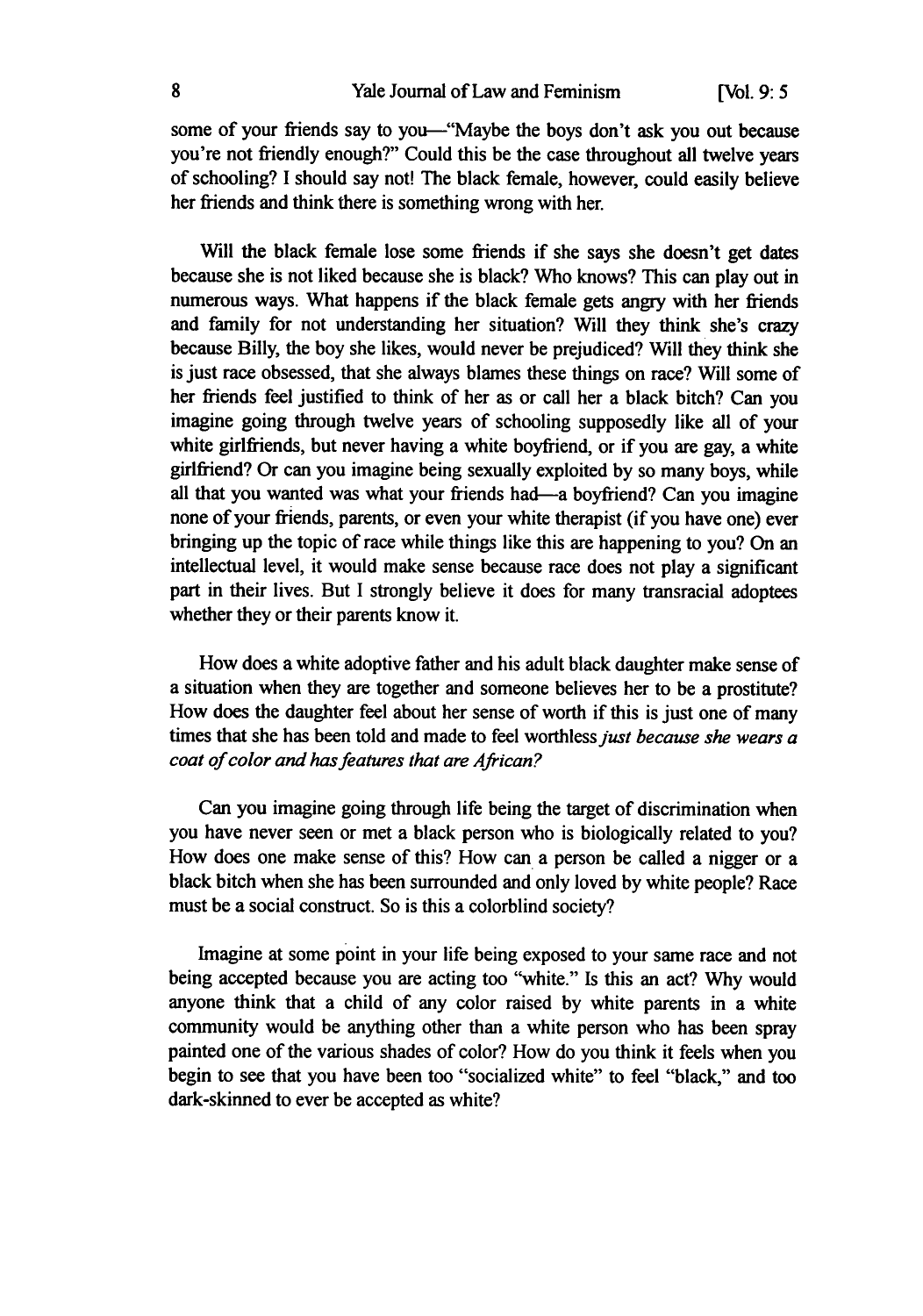some of your friends say to you—"Maybe the boys don't ask you out because you're not friendly enough?" Could this be the case throughout all twelve years of schooling? I should say not! The black female, however, could easily believe her friends and think there is something wrong with her.

Will the black female lose some friends if she says she doesn't get dates because she is not liked because she is black? Who knows? This can play out in numerous ways. What happens if the black female gets angry with her friends and family for not understanding her situation? Will they think she's crazy because Billy, the boy she likes, would never be prejudiced? Will they think she is just race obsessed, that she always blames these things on race? Will some of her friends feel justified to think of her as or call her a black bitch? Can you imagine going through twelve years of schooling supposedly like all of your white girlfriends, but never having a white boyfriend, or if you are gay, a white girlfriend? Or can you imagine being sexually exploited by so many boys, while all that you wanted was what your friends had—a boyfriend? Can you imagine none of your friends, parents, or even your white therapist (if you have one) ever bringing up the topic of race while things like this are happening to you? On an intellectual level, it would make sense because race does not play a significant part in their lives. But I strongly believe it does for many transracial adoptees whether they or their parents know it.

How does a white adoptive father and his adult black daughter make sense of a situation when they are together and someone believes her to be a prostitute? How does the daughter feel about her sense of worth if this is just one of many times that she has been told and made to feel worthless *just because she wears a coat of color and has features that are African?*

Can you imagine going through life being the target of discrimination when you have never seen or met a black person who is biologically related to you? How does one make sense of this? How can a person be called a nigger or a black bitch when she has been surrounded and only loved by white people? Race must be a social construct. So is this a colorblind society?

Imagine at some point in your life being exposed to your same race and not being accepted because you are acting too "white." Is this an act? Why would anyone think that a child of any color raised by white parents in a white community would be anything other than a white person who has been spray painted one of the various shades of color? How do you think it feels when you begin to see that you have been too "socialized white" to feel "black," and too dark-skinned to ever be accepted as white?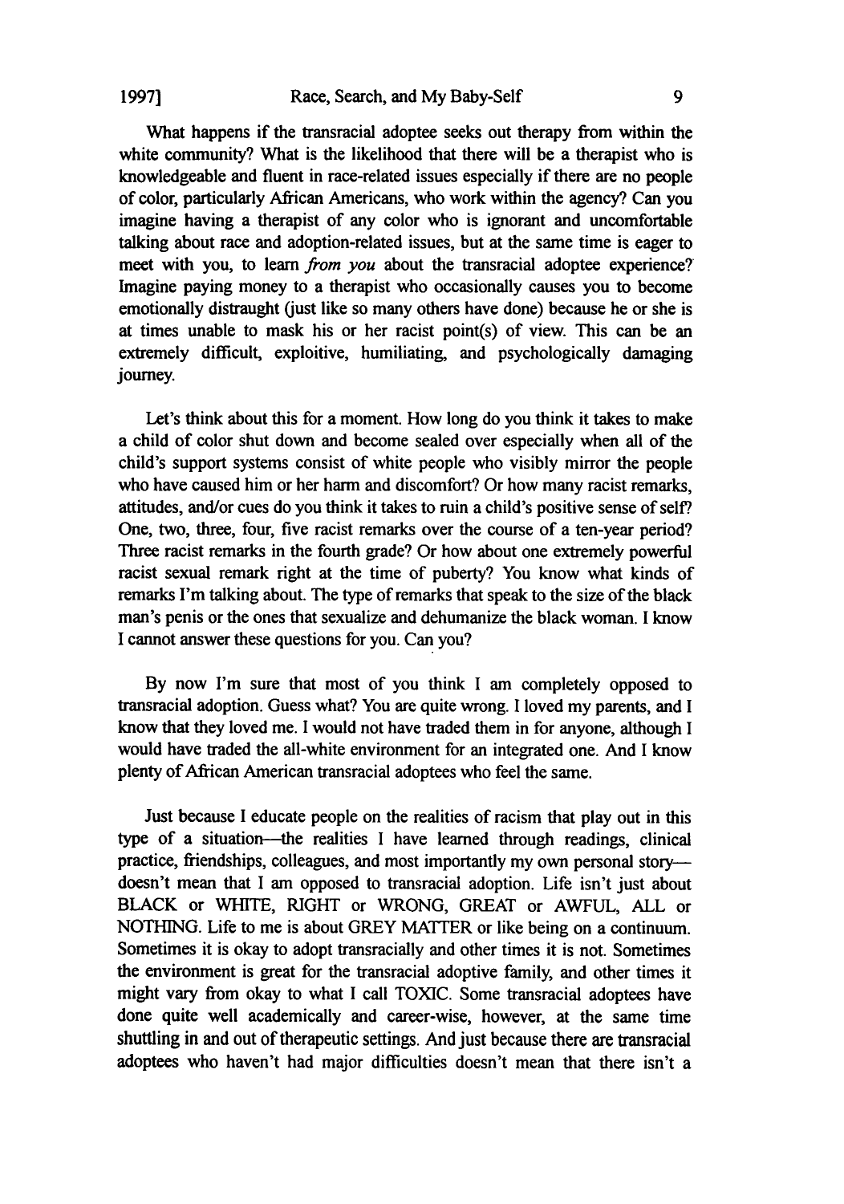What happens if the transracial adoptee seeks out therapy from within the white community? What is the likelihood that there will be a therapist who is knowledgeable and fluent in race-related issues especially if there are no people of color, particularly African Americans, who work within the agency? Can you imagine having a therapist of any color who is ignorant and uncomfortable talking about race and adoption-related issues, but at the same time is eager to meet with you, to learn *from you* about the transracial adoptee experience? Imagine paying money to a therapist who occasionally causes you to become emotionally distraught (just like so many others have done) because he or she is at times unable to mask his or her racist point(s) of view. This can be an extremely difficult, exploitive, humiliating, and psychologically damaging journey.

Let's think about this for a moment. How long do you think it takes to make a child of color shut down and become sealed over especially when all of the child's support systems consist of white people who visibly mirror the people who have caused him or her harm and discomfort? Or how many racist remarks, attitudes, and/or cues do you think it takes to ruin a child's positive sense of self? One, two, three, four, five racist remarks over the course of a ten-year period? Three racist remarks in the fourth grade? Or how about one extremely powerful racist sexual remark right at the time of puberty? You know what kinds of remarks I'm talking about. The type of remarks that speak to the size of the black man's penis or the ones that sexualize and dehumanize the black woman. I know I cannot answer these questions for you. Can you?

By now I'm sure that most of you think I am completely opposed to transracial adoption. Guess what? You are quite wrong. I loved my parents, and I know that they loved me. I would not have traded them in for anyone, although I would have traded the all-white environment for an integrated one. And I know plenty of African American transracial adoptees who feel the same.

Just because I educate people on the realities of racism that play out in this type of a situation—the realities I have learned through readings, clinical practice, friendships, colleagues, and most importantly my own personal story—doesn't mean that I am opposed to transracial adoption. Life isn't just about BLACK or WHITE, RIGHT or WRONG, GREAT or AWFUL, ALL or NOTHING. Life to me is about GREY MATTER or like being on a continuum. Sometimes it is okay to adopt transracially and other times it is not. Sometimes the environment is great for the transracial adoptive family, and other times it might vary from okay to what I call TOXIC. Some transracial adoptees have done quite well academically and career-wise, however, at the same time shuttling in and out of therapeutic settings. And just because there are transracial adoptees who haven't had major difficulties doesn't mean that there isn't a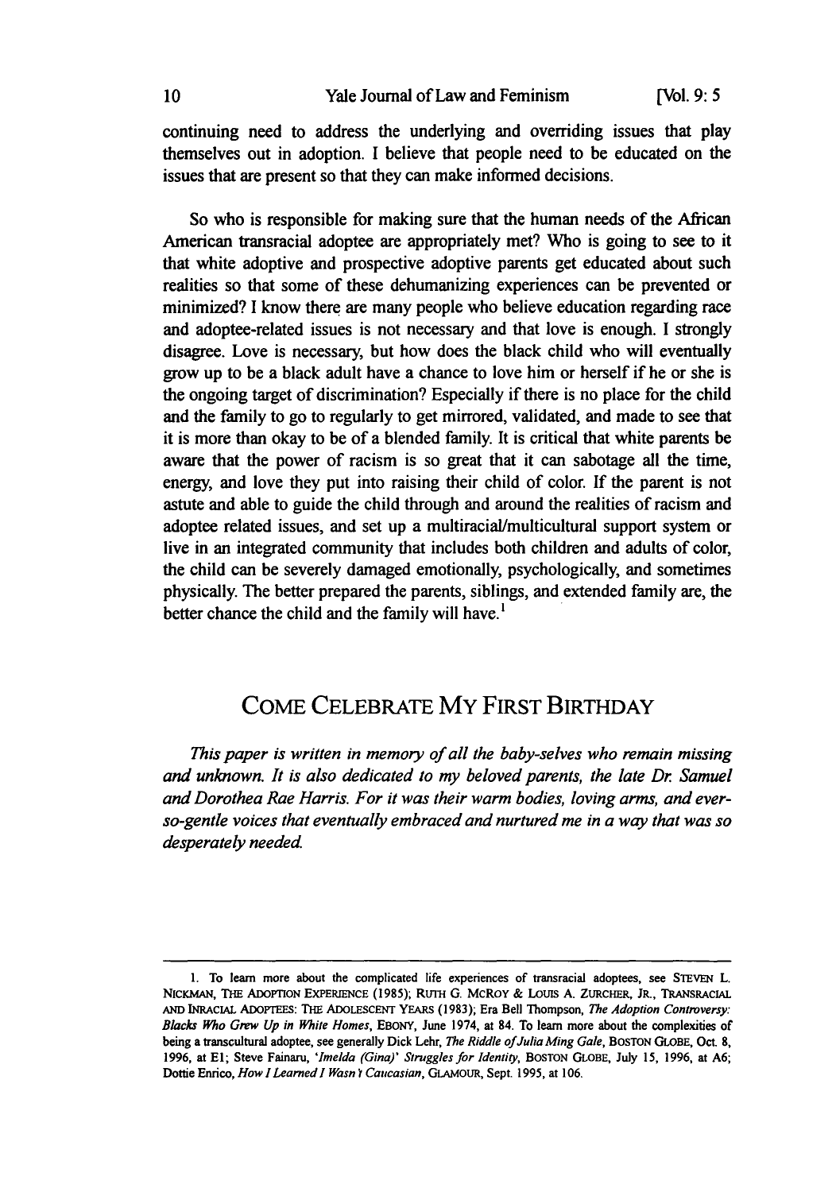continuing need to address the underlying and overriding issues that play themselves out in adoption. I believe that people need to be educated on the issues that are present so that they can make informed decisions.

So who is responsible for making sure that the human needs of the African American transracial adoptee are appropriately met? Who is going to see to it that white adoptive and prospective adoptive parents get educated about such realities so that some of these dehumanizing experiences can be prevented or minimized? I know there are many people who believe education regarding race and adoptee-related issues is not necessary and that love is enough. I strongly disagree. Love is necessary, but how does the black child who will eventually grow up to be a black adult have a chance to love him or herself if he or she is the ongoing target of discrimination? Especially if there is no place for the child and the family to go to regularly to get mirrored, validated, and made to see that it is more than okay to be of a blended family. It is critical that white parents be aware that the power of racism is so great that it can sabotage all the time, energy, and love they put into raising their child of color. If the parent is not astute and able to guide the child through and around the realities of racism and adoptee related issues, and set up a multiracial/multicultural support system or live in an integrated community that includes both children and adults of color, the child can be severely damaged emotionally, psychologically, and sometimes physically. The better prepared the parents, siblings, and extended family are, the better chance the child and the family will have.[1]

## COME CELEBRATE MY FIRST BIRTHDAY

*This paper is written in memory of all the baby-selves who remain missing and unknown. It is also dedicated to my beloved parents, the late Dr. Samuel and Dorothea Rae Harris. For it was their warm bodies, loving arms, and ever-so-gentle voices that eventually embraced and nurtured me in a way that was so desperately needed.*

---

1. To learn more about the complicated life experiences of transracial adoptees, see STEVEN L. NICKMAN, THE ADOPTION EXPERIENCE (1985); RUTH G. MCROY & LOUIS A. ZURCHER, JR., TRANSRACIAL AND INRACIAL ADOPTEES: THE ADOLESCENT YEARS (1983); Era Bell Thompson, *The Adoption Controversy: Blacks Who Grew Up in White Homes*, EBONY, June 1974, at 84. To learn more about the complexities of being a transcultural adoptee, see generally Dick Lehr, *The Riddle of Julia Ming Gale*, BOSTON GLOBE, Oct. 8, 1996, at E1; Steve Fainaru, *'Imelda (Gina)' Struggles for Identity*, BOSTON GLOBE, July 15, 1996, at A6; Dottie Enrico, *How I Learned I Wasn't Caucasian*, GLAMOUR, Sept. 1995, at 106.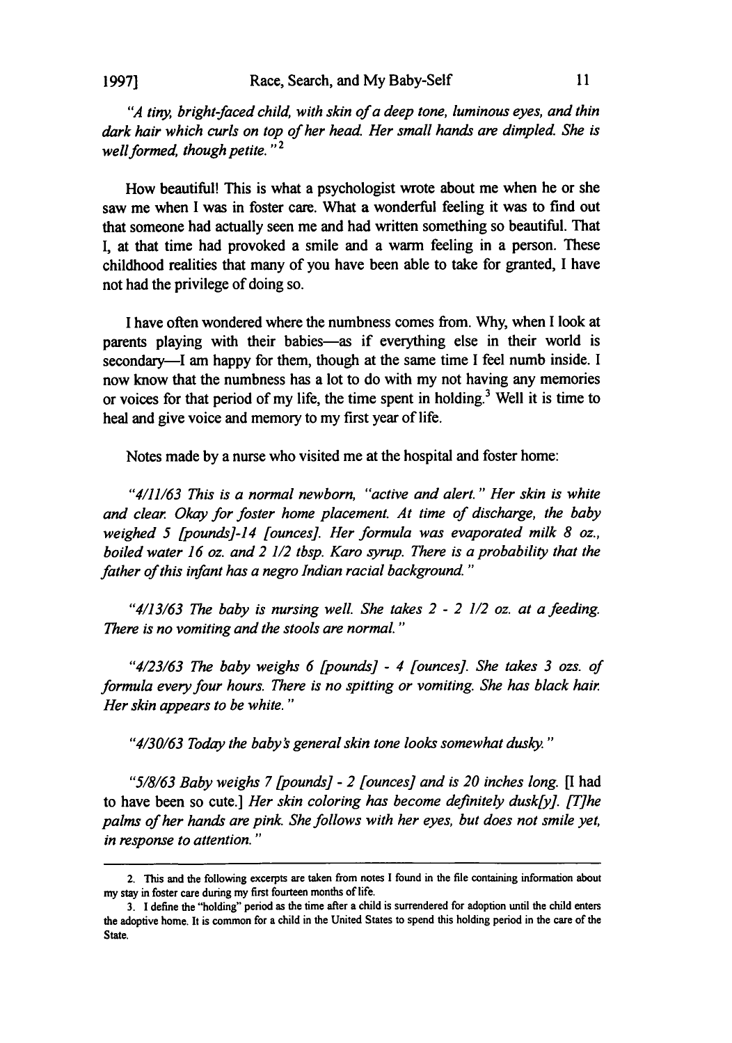*"A tiny, bright-faced child, with skin of a deep tone, luminous eyes, and thin dark hair which curls on top of her head. Her small hands are dimpled. She is well formed, though petite."*[2]

How beautiful! This is what a psychologist wrote about me when he or she saw me when I was in foster care. What a wonderful feeling it was to find out that someone had actually seen me and had written something so beautiful. That I, at that time had provoked a smile and a warm feeling in a person. These childhood realities that many of you have been able to take for granted, I have not had the privilege of doing so.

I have often wondered where the numbness comes from. Why, when I look at parents playing with their babies—as if everything else in their world is secondary—I am happy for them, though at the same time I feel numb inside. I now know that the numbness has a lot to do with my not having any memories or voices for that period of my life, the time spent in holding.[3] Well it is time to heal and give voice and memory to my first year of life.

Notes made by a nurse who visited me at the hospital and foster home:

*"4/11/63 This is a normal newborn, "active and alert." Her skin is white and clear. Okay for foster home placement. At time of discharge, the baby weighed 5 [pounds]-14 [ounces]. Her formula was evaporated milk 8 oz., boiled water 16 oz. and 2 1/2 tbsp. Karo syrup. There is a probability that the father of this infant has a negro Indian racial background."*

*"4/13/63 The baby is nursing well. She takes 2 - 2 1/2 oz. at a feeding. There is no vomiting and the stools are normal."*

*"4/23/63 The baby weighs 6 [pounds] - 4 [ounces]. She takes 3 ozs. of formula every four hours. There is no spitting or vomiting. She has black hair. Her skin appears to be white."*

*"4/30/63 Today the baby's general skin tone looks somewhat dusky."*

*"5/8/63 Baby weighs 7 [pounds] - 2 [ounces] and is 20 inches long.* [I had to have been so cute.] *Her skin coloring has become definitely dusk[y]. [T]he palms of her hands are pink. She follows with her eyes, but does not smile yet, in response to attention."*

---

2. This and the following excerpts are taken from notes I found in the file containing information about my stay in foster care during my first fourteen months of life.

3. I define the "holding" period as the time after a child is surrendered for adoption until the child enters the adoptive home. It is common for a child in the United States to spend this holding period in the care of the State.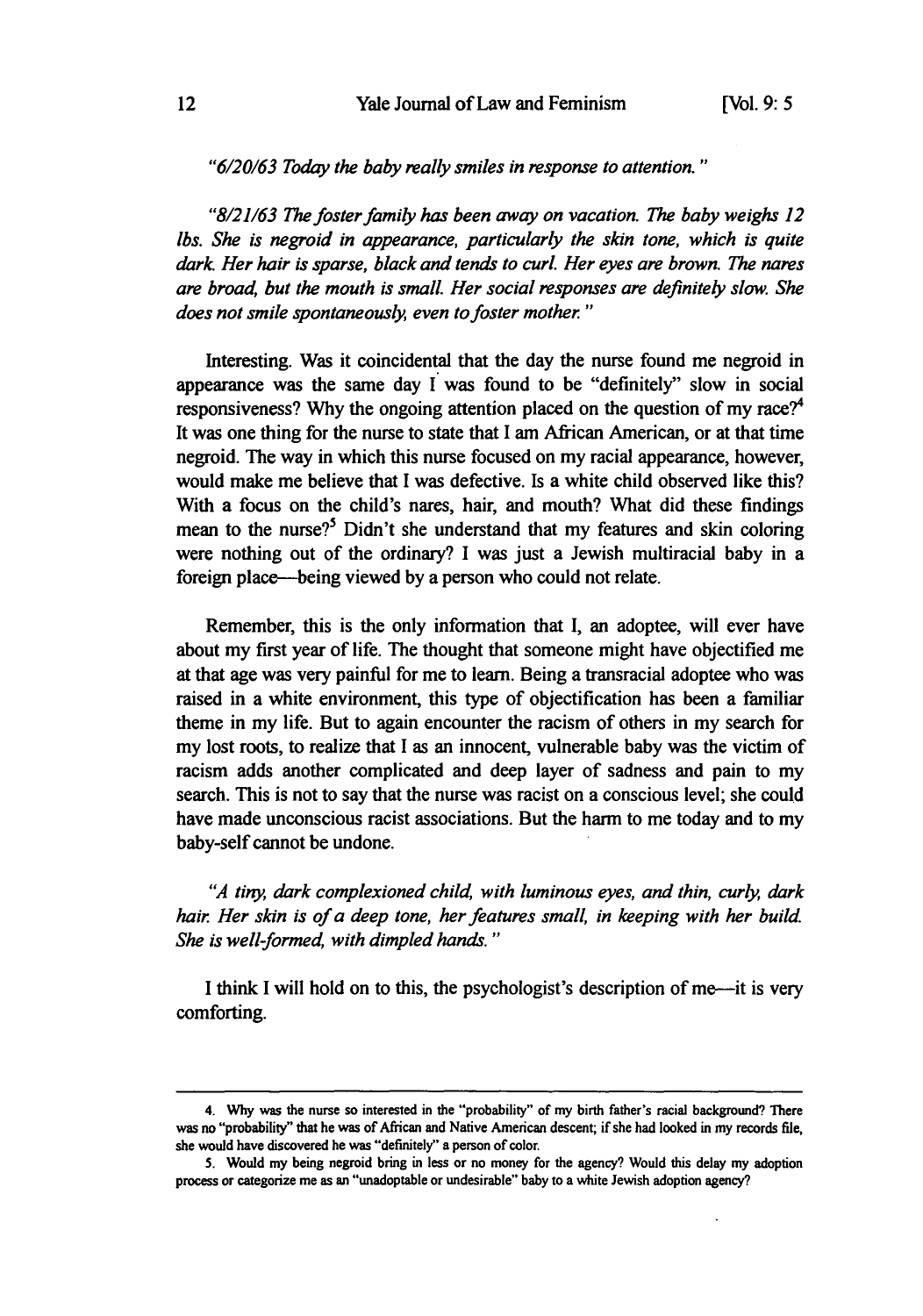*"6/20/63 Today the baby really smiles in response to attention."*

*"8/21/63 The foster family has been away on vacation. The baby weighs 12 lbs. She is negroid in appearance, particularly the skin tone, which is quite dark. Her hair is sparse, black and tends to curl. Her eyes are brown. The nares are broad, but the mouth is small. Her social responses are definitely slow. She does not smile spontaneously, even to foster mother."*

Interesting. Was it coincidental that the day the nurse found me negroid in appearance was the same day I was found to be "definitely" slow in social responsiveness? Why the ongoing attention placed on the question of my race?[4] It was one thing for the nurse to state that I am African American, or at that time negroid. The way in which this nurse focused on my racial appearance, however, would make me believe that I was defective. Is a white child observed like this? With a focus on the child's nares, hair, and mouth? What did these findings mean to the nurse?[5] Didn't she understand that my features and skin coloring were nothing out of the ordinary? I was just a Jewish multiracial baby in a foreign place—being viewed by a person who could not relate.

Remember, this is the only information that I, an adoptee, will ever have about my first year of life. The thought that someone might have objectified me at that age was very painful for me to learn. Being a transracial adoptee who was raised in a white environment, this type of objectification has been a familiar theme in my life. But to again encounter the racism of others in my search for my lost roots, to realize that I as an innocent, vulnerable baby was the victim of racism adds another complicated and deep layer of sadness and pain to my search. This is not to say that the nurse was racist on a conscious level; she could have made unconscious racist associations. But the harm to me today and to my baby-self cannot be undone.

*"A tiny, dark complexioned child, with luminous eyes, and thin, curly, dark hair. Her skin is of a deep tone, her features small, in keeping with her build. She is well-formed, with dimpled hands."*

I think I will hold on to this, the psychologist's description of me—it is very comforting.

---

4. Why was the nurse so interested in the "probability" of my birth father's racial background? There was no "probability" that he was of African and Native American descent; if she had looked in my records file, she would have discovered he was "definitely" a person of color.

5. Would my being negroid bring in less or no money for the agency? Would this delay my adoption process or categorize me as an "unadoptable or undesirable" baby to a white Jewish adoption agency?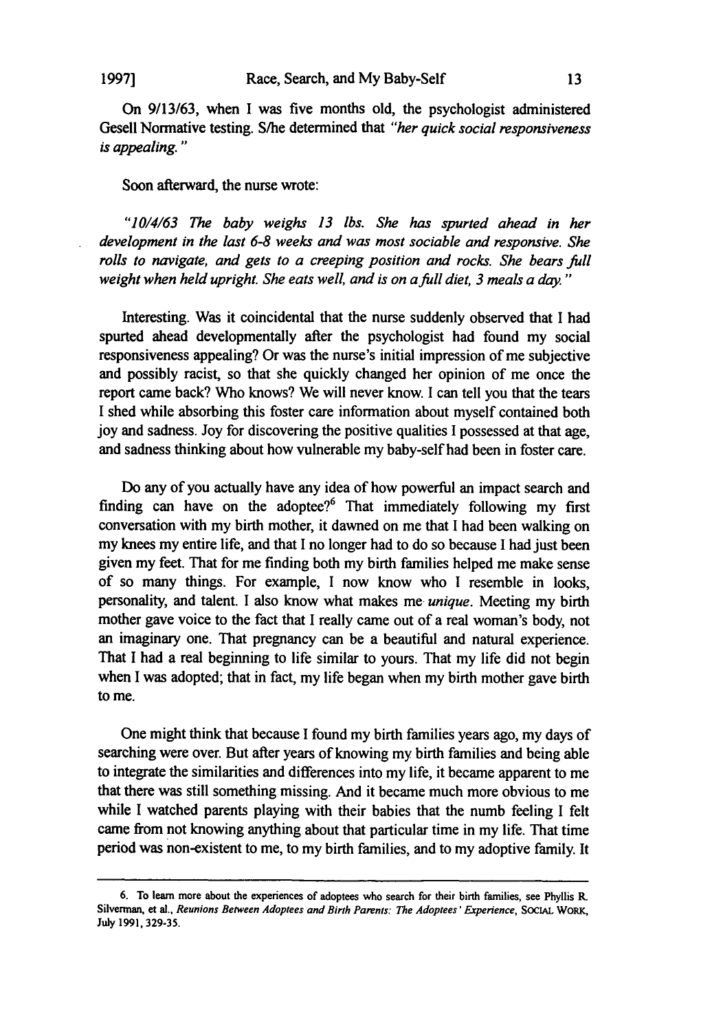On 9/13/63, when I was five months old, the psychologist administered Gesell Normative testing. S/he determined that *"her quick social responsiveness is appealing."*

Soon afterward, the nurse wrote:

*"10/4/63 The baby weighs 13 lbs. She has spurted ahead in her development in the last 6-8 weeks and was most sociable and responsive. She rolls to navigate, and gets to a creeping position and rocks. She bears full weight when held upright. She eats well, and is on a full diet, 3 meals a day."*

Interesting. Was it coincidental that the nurse suddenly observed that I had spurted ahead developmentally after the psychologist had found my social responsiveness appealing? Or was the nurse's initial impression of me subjective and possibly racist, so that she quickly changed her opinion of me once the report came back? Who knows? We will never know. I can tell you that the tears I shed while absorbing this foster care information about myself contained both joy and sadness. Joy for discovering the positive qualities I possessed at that age, and sadness thinking about how vulnerable my baby-self had been in foster care.

Do any of you actually have any idea of how powerful an impact search and finding can have on the adoptee?[6] That immediately following my first conversation with my birth mother, it dawned on me that I had been walking on my knees my entire life, and that I no longer had to do so because I had just been given my feet. That for me finding both my birth families helped me make sense of so many things. For example, I now know who I resemble in looks, personality, and talent. I also know what makes me *unique*. Meeting my birth mother gave voice to the fact that I really came out of a real woman's body, not an imaginary one. That pregnancy can be a beautiful and natural experience. That I had a real beginning to life similar to yours. That my life did not begin when I was adopted; that in fact, my life began when my birth mother gave birth to me.

One might think that because I found my birth families years ago, my days of searching were over. But after years of knowing my birth families and being able to integrate the similarities and differences into my life, it became apparent to me that there was still something missing. And it became much more obvious to me while I watched parents playing with their babies that the numb feeling I felt came from not knowing anything about that particular time in my life. That time period was non-existent to me, to my birth families, and to my adoptive family. It

---

6. To learn more about the experiences of adoptees who search for their birth families, see Phyllis R. Silverman, et al., *Reunions Between Adoptees and Birth Parents: The Adoptees' Experience*, SOCIAL WORK, July 1991, 329-35.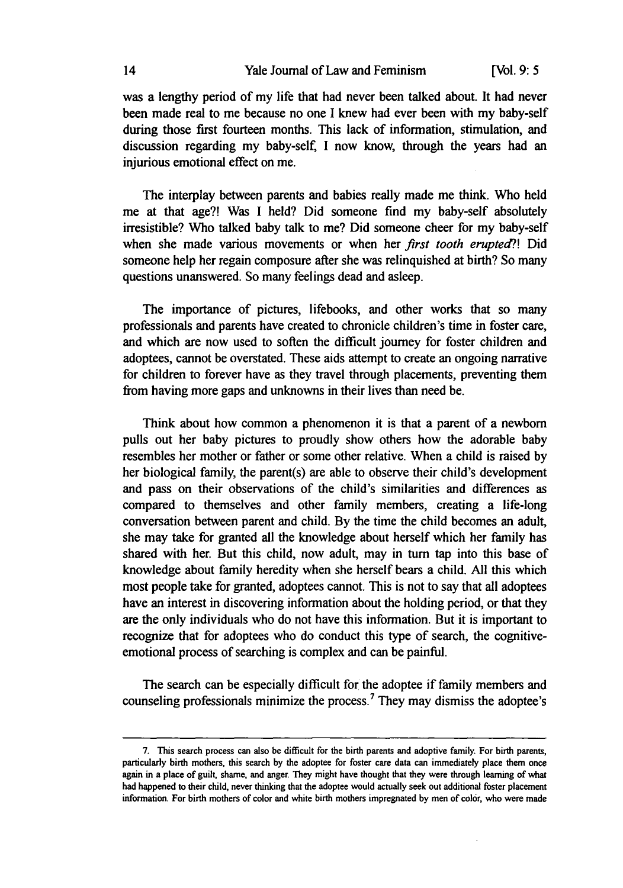was a lengthy period of my life that had never been talked about. It had never been made real to me because no one I knew had ever been with my baby-self during those first fourteen months. This lack of information, stimulation, and discussion regarding my baby-self, I now know, through the years had an injurious emotional effect on me.

The interplay between parents and babies really made me think. Who held me at that age?! Was I held? Did someone find my baby-self absolutely irresistible? Who talked baby talk to me? Did someone cheer for my baby-self when she made various movements or when her *first tooth erupted*?! Did someone help her regain composure after she was relinquished at birth? So many questions unanswered. So many feelings dead and asleep.

The importance of pictures, lifebooks, and other works that so many professionals and parents have created to chronicle children's time in foster care, and which are now used to soften the difficult journey for foster children and adoptees, cannot be overstated. These aids attempt to create an ongoing narrative for children to forever have as they travel through placements, preventing them from having more gaps and unknowns in their lives than need be.

Think about how common a phenomenon it is that a parent of a newborn pulls out her baby pictures to proudly show others how the adorable baby resembles her mother or father or some other relative. When a child is raised by her biological family, the parent(s) are able to observe their child's development and pass on their observations of the child's similarities and differences as compared to themselves and other family members, creating a life-long conversation between parent and child. By the time the child becomes an adult, she may take for granted all the knowledge about herself which her family has shared with her. But this child, now adult, may in turn tap into this base of knowledge about family heredity when she herself bears a child. All this which most people take for granted, adoptees cannot. This is not to say that all adoptees have an interest in discovering information about the holding period, or that they are the only individuals who do not have this information. But it is important to recognize that for adoptees who do conduct this type of search, the cognitive-emotional process of searching is complex and can be painful.

The search can be especially difficult for the adoptee if family members and counseling professionals minimize the process.[7] They may dismiss the adoptee's

---

7. This search process can also be difficult for the birth parents and adoptive family. For birth parents, particularly birth mothers, this search by the adoptee for foster care data can immediately place them once again in a place of guilt, shame, and anger. They might have thought that they were through learning of what had happened to their child, never thinking that the adoptee would actually seek out additional foster placement information. For birth mothers of color and white birth mothers impregnated by men of color, who were made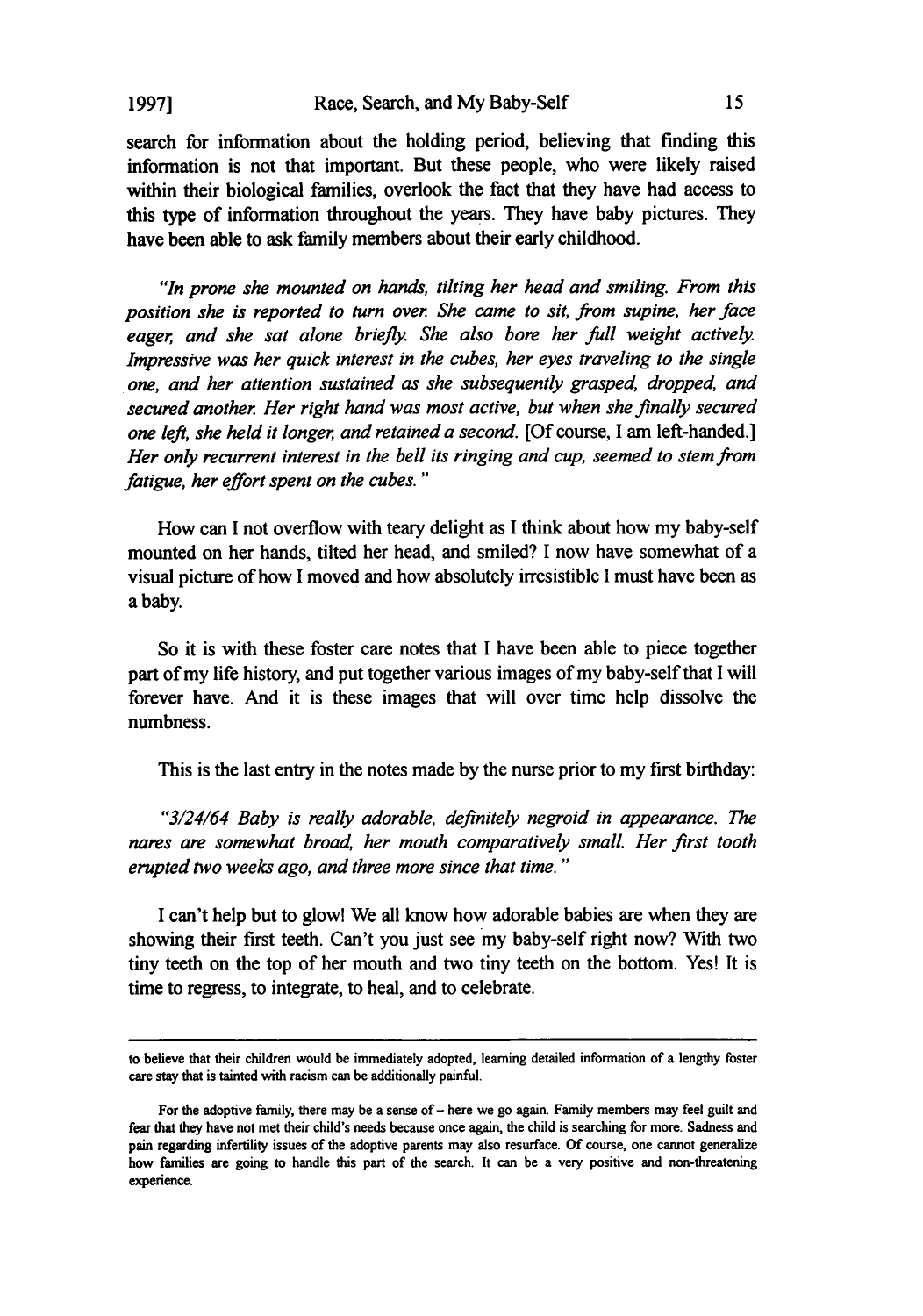search for information about the holding period, believing that finding this information is not that important. But these people, who were likely raised within their biological families, overlook the fact that they have had access to this type of information throughout the years. They have baby pictures. They have been able to ask family members about their early childhood.

*"In prone she mounted on hands, tilting her head and smiling. From this position she is reported to turn over. She came to sit, from supine, her face eager, and she sat alone briefly. She also bore her full weight actively. Impressive was her quick interest in the cubes, her eyes traveling to the single one, and her attention sustained as she subsequently grasped, dropped, and secured another. Her right hand was most active, but when she finally secured one left, she held it longer, and retained a second.* [Of course, I am left-handed.] *Her only recurrent interest in the bell its ringing and cup, seemed to stem from fatigue, her effort spent on the cubes."*

How can I not overflow with teary delight as I think about how my baby-self mounted on her hands, tilted her head, and smiled? I now have somewhat of a visual picture of how I moved and how absolutely irresistible I must have been as a baby.

So it is with these foster care notes that I have been able to piece together part of my life history, and put together various images of my baby-self that I will forever have. And it is these images that will over time help dissolve the numbness.

This is the last entry in the notes made by the nurse prior to my first birthday:

*"3/24/64 Baby is really adorable, definitely negroid in appearance. The nares are somewhat broad, her mouth comparatively small. Her first tooth erupted two weeks ago, and three more since that time."*

I can't help but to glow! We all know how adorable babies are when they are showing their first teeth. Can't you just see my baby-self right now? With two tiny teeth on the top of her mouth and two tiny teeth on the bottom. Yes! It is time to regress, to integrate, to heal, and to celebrate.

---

to believe that their children would be immediately adopted, learning detailed information of a lengthy foster care stay that is tainted with racism can be additionally painful.

For the adoptive family, there may be a sense of – here we go again. Family members may feel guilt and fear that they have not met their child's needs because once again, the child is searching for more. Sadness and pain regarding infertility issues of the adoptive parents may also resurface. Of course, one cannot generalize how families are going to handle this part of the search. It can be a very positive and non-threatening experience.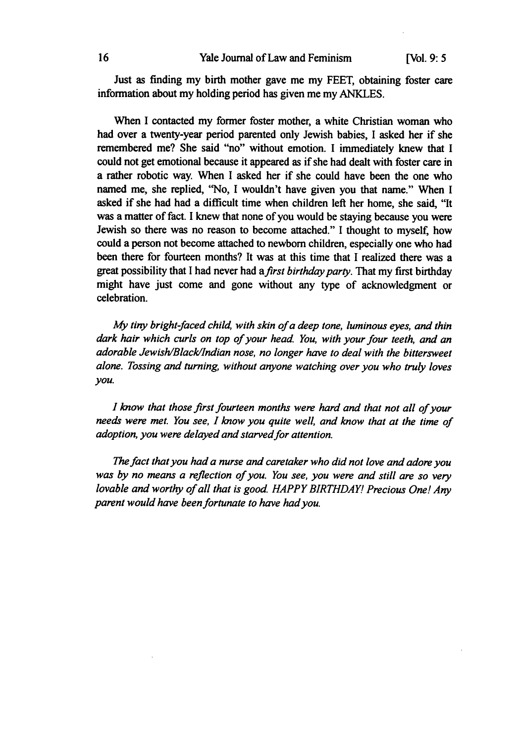Just as finding my birth mother gave me my FEET, obtaining foster care information about my holding period has given me my ANKLES.

When I contacted my former foster mother, a white Christian woman who had over a twenty-year period parented only Jewish babies, I asked her if she remembered me? She said "no" without emotion. I immediately knew that I could not get emotional because it appeared as if she had dealt with foster care in a rather robotic way. When I asked her if she could have been the one who named me, she replied, "No, I wouldn't have given you that name." When I asked if she had had a difficult time when children left her home, she said, "It was a matter of fact. I knew that none of you would be staying because you were Jewish so there was no reason to become attached." I thought to myself, how could a person not become attached to newborn children, especially one who had been there for fourteen months? It was at this time that I realized there was a great possibility that I had never had a *first birthday party*. That my first birthday might have just come and gone without any type of acknowledgment or celebration.

*My tiny bright-faced child, with skin of a deep tone, luminous eyes, and thin dark hair which curls on top of your head. You, with your four teeth, and an adorable Jewish/Black/Indian nose, no longer have to deal with the bittersweet alone. Tossing and turning, without anyone watching over you who truly loves you.*

*I know that those first fourteen months were hard and that not all of your needs were met. You see, I know you quite well, and know that at the time of adoption, you were delayed and starved for attention.*

*The fact that you had a nurse and caretaker who did not love and adore you was by no means a reflection of you. You see, you were and still are so very lovable and worthy of all that is good. HAPPY BIRTHDAY! Precious One! Any parent would have been fortunate to have had you.*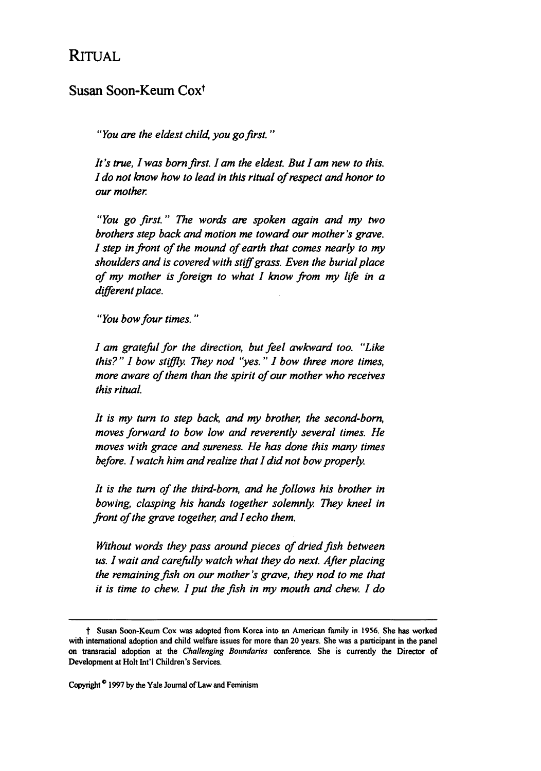# RITUAL

## Susan Soon-Keum Cox†

*"You are the eldest child, you go first."*

*It's true, I was born first. I am the eldest. But I am new to this. I do not know how to lead in this ritual of respect and honor to our mother.*

*"You go first." The words are spoken again and my two brothers step back and motion me toward our mother's grave. I step in front of the mound of earth that comes nearly to my shoulders and is covered with stiff grass. Even the burial place of my mother is foreign to what I know from my life in a different place.*

*"You bow four times."*

*I am grateful for the direction, but feel awkward too. "Like this?" I bow stiffly. They nod "yes." I bow three more times, more aware of them than the spirit of our mother who receives this ritual.*

*It is my turn to step back, and my brother, the second-born, moves forward to bow low and reverently several times. He moves with grace and sureness. He has done this many times before. I watch him and realize that I did not bow properly.*

*It is the turn of the third-born, and he follows his brother in bowing, clasping his hands together solemnly. They kneel in front of the grave together, and I echo them.*

*Without words they pass around pieces of dried fish between us. I wait and carefully watch what they do next. After placing the remaining fish on our mother's grave, they nod to me that it is time to chew. I put the fish in my mouth and chew. I do*

---

† Susan Soon-Keum Cox was adopted from Korea into an American family in 1956. She has worked with international adoption and child welfare issues for more than 20 years. She was a participant in the panel on transracial adoption at the *Challenging Boundaries* conference. She is currently the Director of Development at Holt Int'l Children's Services.

Copyright © 1997 by the Yale Journal of Law and Feminism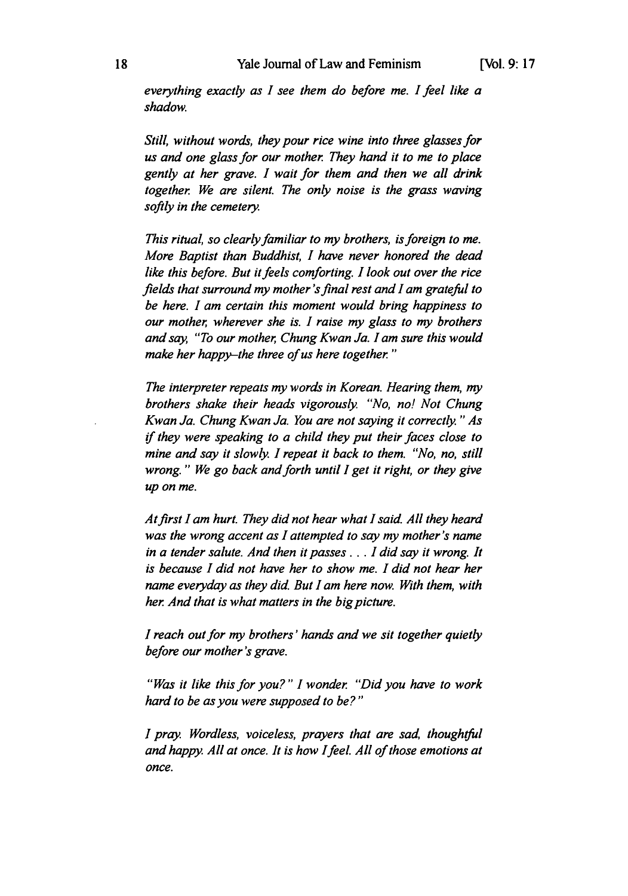*everything exactly as I see them do before me. I feel like a shadow.*

*Still, without words, they pour rice wine into three glasses for us and one glass for our mother. They hand it to me to place gently at her grave. I wait for them and then we all drink together. We are silent. The only noise is the grass waving softly in the cemetery.*

*This ritual, so clearly familiar to my brothers, is foreign to me. More Baptist than Buddhist, I have never honored the dead like this before. But it feels comforting. I look out over the rice fields that surround my mother's final rest and I am grateful to be here. I am certain this moment would bring happiness to our mother, wherever she is. I raise my glass to my brothers and say, "To our mother, Chung Kwan Ja. I am sure this would make her happy–the three of us here together."*

*The interpreter repeats my words in Korean. Hearing them, my brothers shake their heads vigorously. "No, no! Not Chung Kwan Ja. Chung Kwan Ja. You are not saying it correctly." As if they were speaking to a child they put their faces close to mine and say it slowly. I repeat it back to them. "No, no, still wrong." We go back and forth until I get it right, or they give up on me.*

*At first I am hurt. They did not hear what I said. All they heard was the wrong accent as I attempted to say my mother's name in a tender salute. And then it passes . . . I did say it wrong. It is because I did not have her to show me. I did not hear her name everyday as they did. But I am here now. With them, with her. And that is what matters in the big picture.*

*I reach out for my brothers' hands and we sit together quietly before our mother's grave.*

*"Was it like this for you?" I wonder. "Did you have to work hard to be as you were supposed to be?"*

*I pray. Wordless, voiceless, prayers that are sad, thoughtful and happy. All at once. It is how I feel. All of those emotions at once.*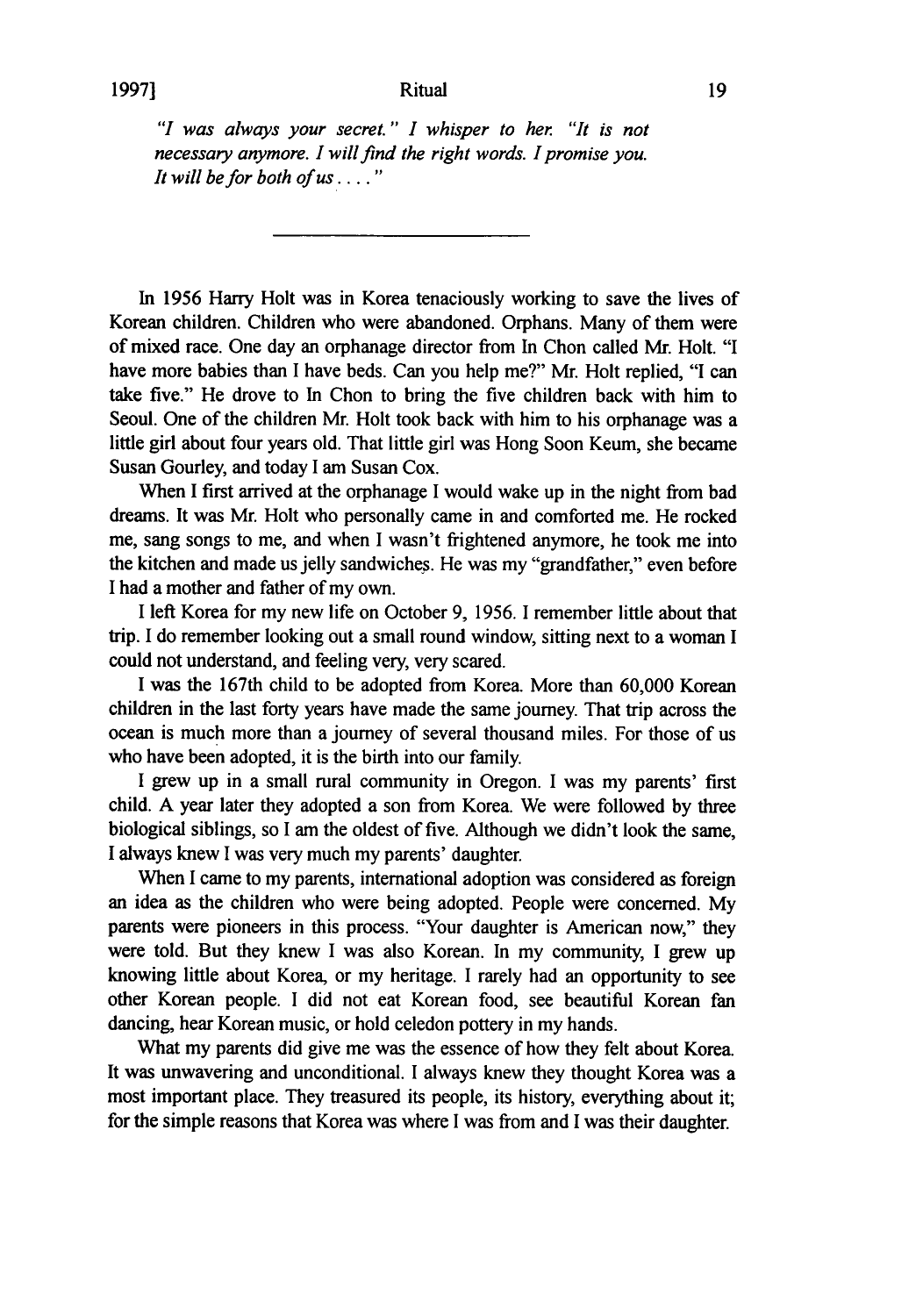*"I was always your secret." I whisper to her. "It is not necessary anymore. I will find the right words. I promise you. It will be for both of us . . . ."*

---

In 1956 Harry Holt was in Korea tenaciously working to save the lives of Korean children. Children who were abandoned. Orphans. Many of them were of mixed race. One day an orphanage director from In Chon called Mr. Holt. "I have more babies than I have beds. Can you help me?" Mr. Holt replied, "I can take five." He drove to In Chon to bring the five children back with him to Seoul. One of the children Mr. Holt took back with him to his orphanage was a little girl about four years old. That little girl was Hong Soon Keum, she became Susan Gourley, and today I am Susan Cox.

When I first arrived at the orphanage I would wake up in the night from bad dreams. It was Mr. Holt who personally came in and comforted me. He rocked me, sang songs to me, and when I wasn't frightened anymore, he took me into the kitchen and made us jelly sandwiches. He was my "grandfather," even before I had a mother and father of my own.

I left Korea for my new life on October 9, 1956. I remember little about that trip. I do remember looking out a small round window, sitting next to a woman I could not understand, and feeling very, very scared.

I was the 167th child to be adopted from Korea. More than 60,000 Korean children in the last forty years have made the same journey. That trip across the ocean is much more than a journey of several thousand miles. For those of us who have been adopted, it is the birth into our family.

I grew up in a small rural community in Oregon. I was my parents' first child. A year later they adopted a son from Korea. We were followed by three biological siblings, so I am the oldest of five. Although we didn't look the same, I always knew I was very much my parents' daughter.

When I came to my parents, international adoption was considered as foreign an idea as the children who were being adopted. People were concerned. My parents were pioneers in this process. "Your daughter is American now," they were told. But they knew I was also Korean. In my community, I grew up knowing little about Korea, or my heritage. I rarely had an opportunity to see other Korean people. I did not eat Korean food, see beautiful Korean fan dancing, hear Korean music, or hold celedon pottery in my hands.

What my parents did give me was the essence of how they felt about Korea. It was unwavering and unconditional. I always knew they thought Korea was a most important place. They treasured its people, its history, everything about it; for the simple reasons that Korea was where I was from and I was their daughter.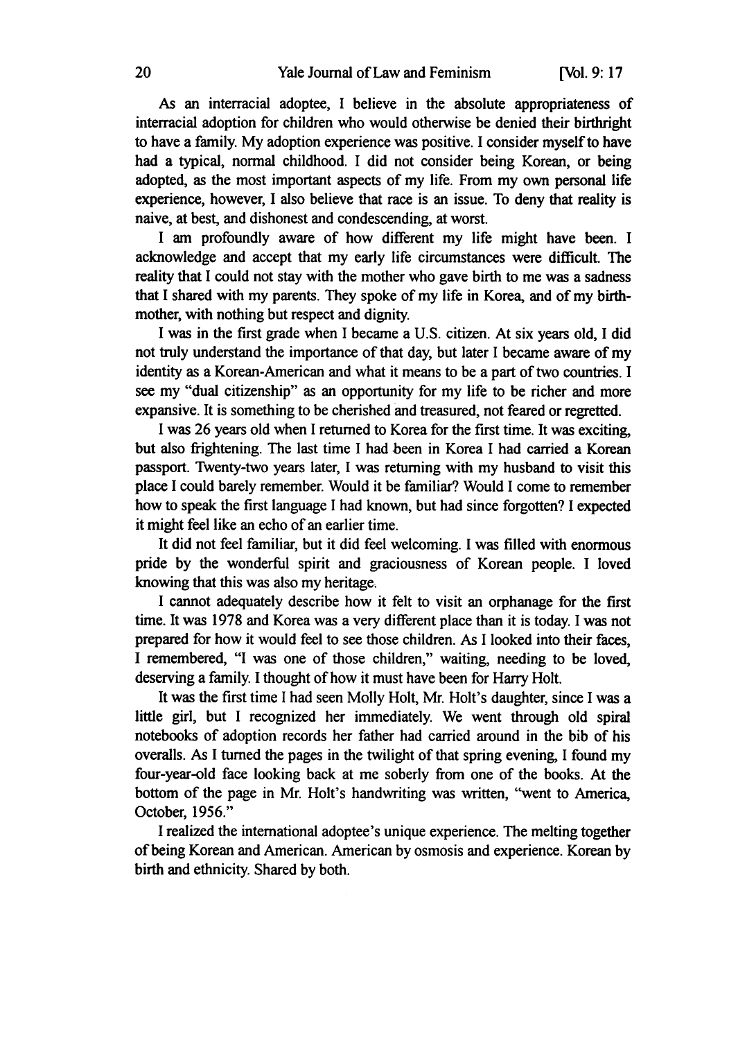As an interracial adoptee, I believe in the absolute appropriateness of interracial adoption for children who would otherwise be denied their birthright to have a family. My adoption experience was positive. I consider myself to have had a typical, normal childhood. I did not consider being Korean, or being adopted, as the most important aspects of my life. From my own personal life experience, however, I also believe that race is an issue. To deny that reality is naive, at best, and dishonest and condescending, at worst.

I am profoundly aware of how different my life might have been. I acknowledge and accept that my early life circumstances were difficult. The reality that I could not stay with the mother who gave birth to me was a sadness that I shared with my parents. They spoke of my life in Korea, and of my birthmother, with nothing but respect and dignity.

I was in the first grade when I became a U.S. citizen. At six years old, I did not truly understand the importance of that day, but later I became aware of my identity as a Korean-American and what it means to be a part of two countries. I see my "dual citizenship" as an opportunity for my life to be richer and more expansive. It is something to be cherished and treasured, not feared or regretted.

I was 26 years old when I returned to Korea for the first time. It was exciting, but also frightening. The last time I had been in Korea I had carried a Korean passport. Twenty-two years later, I was returning with my husband to visit this place I could barely remember. Would it be familiar? Would I come to remember how to speak the first language I had known, but had since forgotten? I expected it might feel like an echo of an earlier time.

It did not feel familiar, but it did feel welcoming. I was filled with enormous pride by the wonderful spirit and graciousness of Korean people. I loved knowing that this was also my heritage.

I cannot adequately describe how it felt to visit an orphanage for the first time. It was 1978 and Korea was a very different place than it is today. I was not prepared for how it would feel to see those children. As I looked into their faces, I remembered, "I was one of those children," waiting, needing to be loved, deserving a family. I thought of how it must have been for Harry Holt.

It was the first time I had seen Molly Holt, Mr. Holt's daughter, since I was a little girl, but I recognized her immediately. We went through old spiral notebooks of adoption records her father had carried around in the bib of his overalls. As I turned the pages in the twilight of that spring evening, I found my four-year-old face looking back at me soberly from one of the books. At the bottom of the page in Mr. Holt's handwriting was written, "went to America, October, 1956."

I realized the international adoptee's unique experience. The melting together of being Korean and American. American by osmosis and experience. Korean by birth and ethnicity. Shared by both.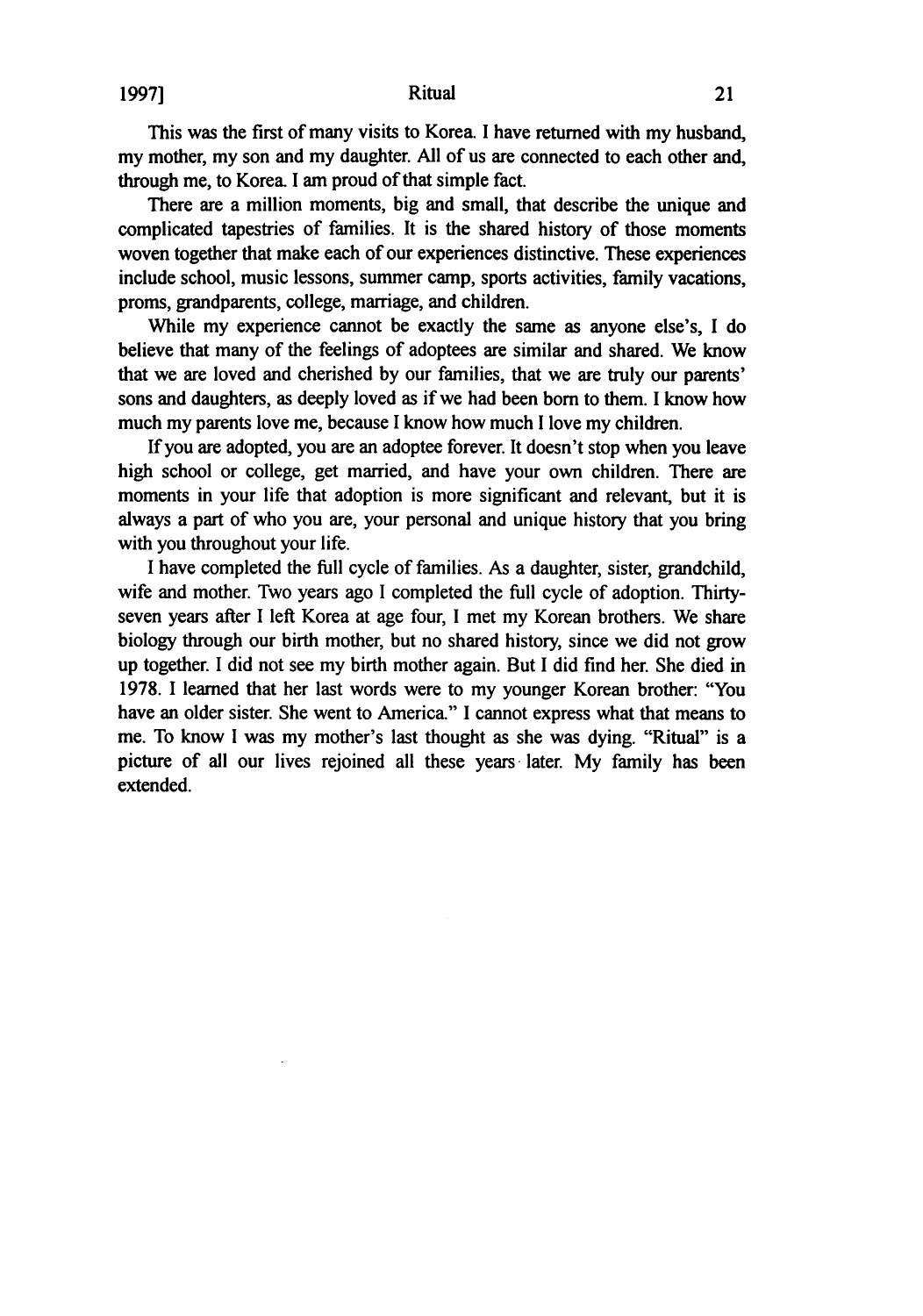This was the first of many visits to Korea. I have returned with my husband, my mother, my son and my daughter. All of us are connected to each other and, through me, to Korea. I am proud of that simple fact.

There are a million moments, big and small, that describe the unique and complicated tapestries of families. It is the shared history of those moments woven together that make each of our experiences distinctive. These experiences include school, music lessons, summer camp, sports activities, family vacations, proms, grandparents, college, marriage, and children.

While my experience cannot be exactly the same as anyone else's, I do believe that many of the feelings of adoptees are similar and shared. We know that we are loved and cherished by our families, that we are truly our parents' sons and daughters, as deeply loved as if we had been born to them. I know how much my parents love me, because I know how much I love my children.

If you are adopted, you are an adoptee forever. It doesn't stop when you leave high school or college, get married, and have your own children. There are moments in your life that adoption is more significant and relevant, but it is always a part of who you are, your personal and unique history that you bring with you throughout your life.

I have completed the full cycle of families. As a daughter, sister, grandchild, wife and mother. Two years ago I completed the full cycle of adoption. Thirty-seven years after I left Korea at age four, I met my Korean brothers. We share biology through our birth mother, but no shared history, since we did not grow up together. I did not see my birth mother again. But I did find her. She died in 1978. I learned that her last words were to my younger Korean brother: "You have an older sister. She went to America." I cannot express what that means to me. To know I was my mother's last thought as she was dying. "Ritual" is a picture of all our lives rejoined all these years later. My family has been extended.